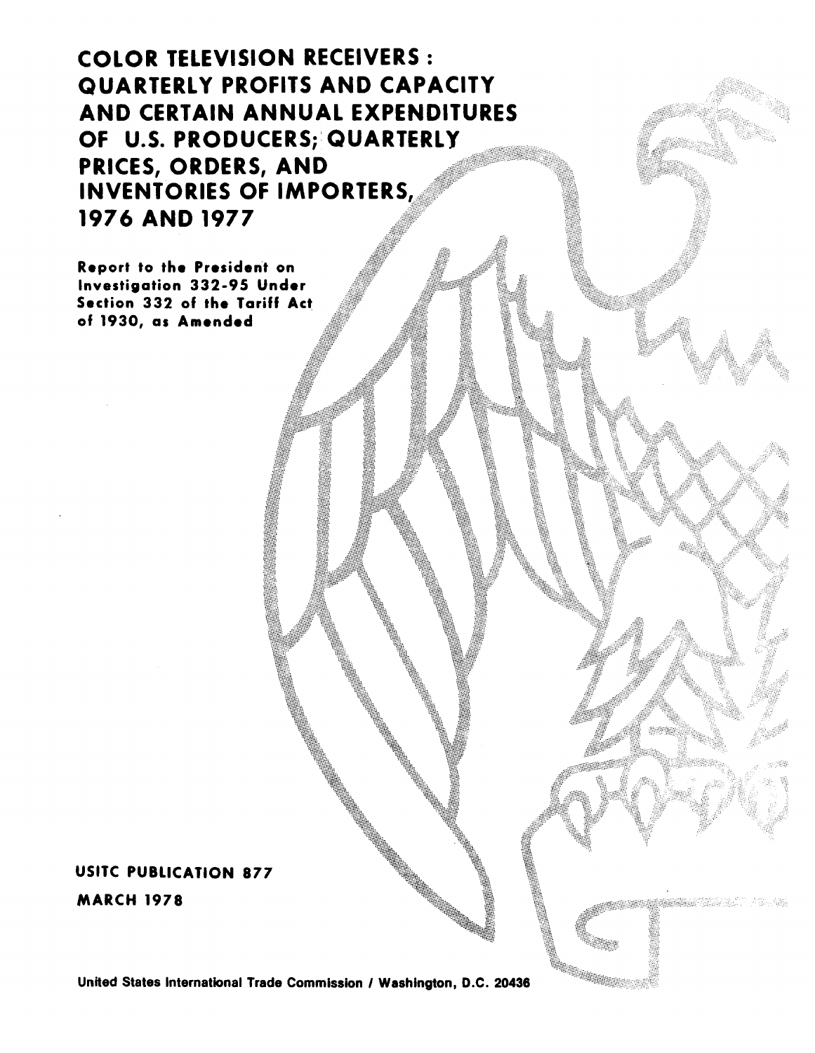# COLOR TELEVISION RECEIVERS: QUARTERLY PROFITS AND CAPACITY AND CERTAIN ANNUAL EXPENDITURES OF U.S. PRODUCERS; QUARTERLY PRICES, ORDERS, AND INVENTORIES OF IMPORTERS, 1976 AND 1977

**Report to the President on Investigation 332-95 Under Section 332 of the Tariff Act of 1930, as Amended**

**USITC PUBLICATION 877**

**MARCH 1978**

**United States International Trade Commission / Washington, D.C. 20436**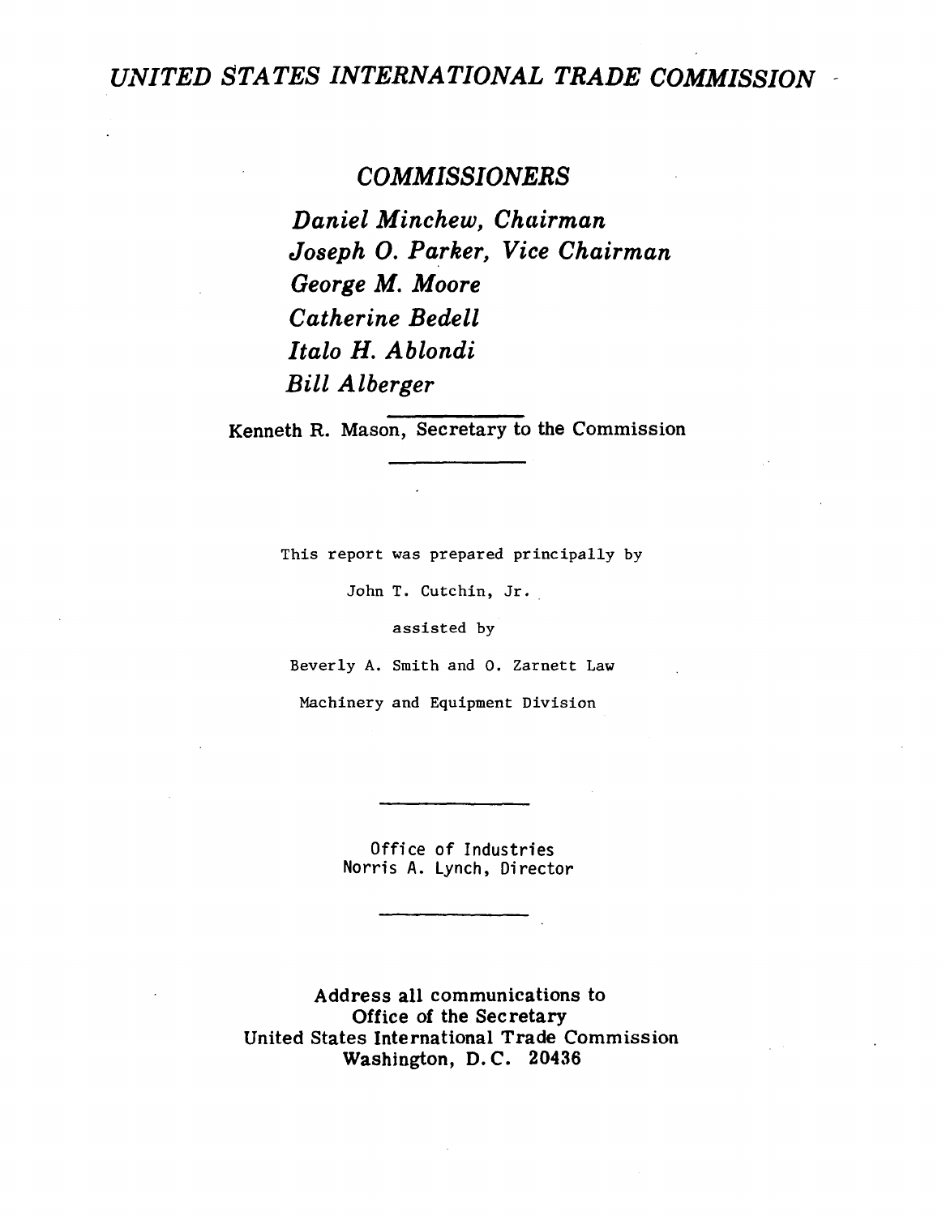# *UNITED STATES INTERNATIONAL TRADE COMMISSION*

## *COMMISSIONERS*

*Daniel Minchew, Chairman*
*Joseph O. Parker, Vice Chairman*
*George M. Moore*
*Catherine Bedell*
*Italo H. Ablondi*
*Bill Alberger*

Kenneth R. Mason, Secretary to the Commission

This report was prepared principally by

John T. Cutchin, Jr.

assisted by

Beverly A. Smith and O. Zarnett Law

Machinery and Equipment Division

Office of Industries
Norris A. Lynch, Director

**Address all communications to**
**Office of the Secretary**
**United States International Trade Commission**
**Washington, D.C. 20436**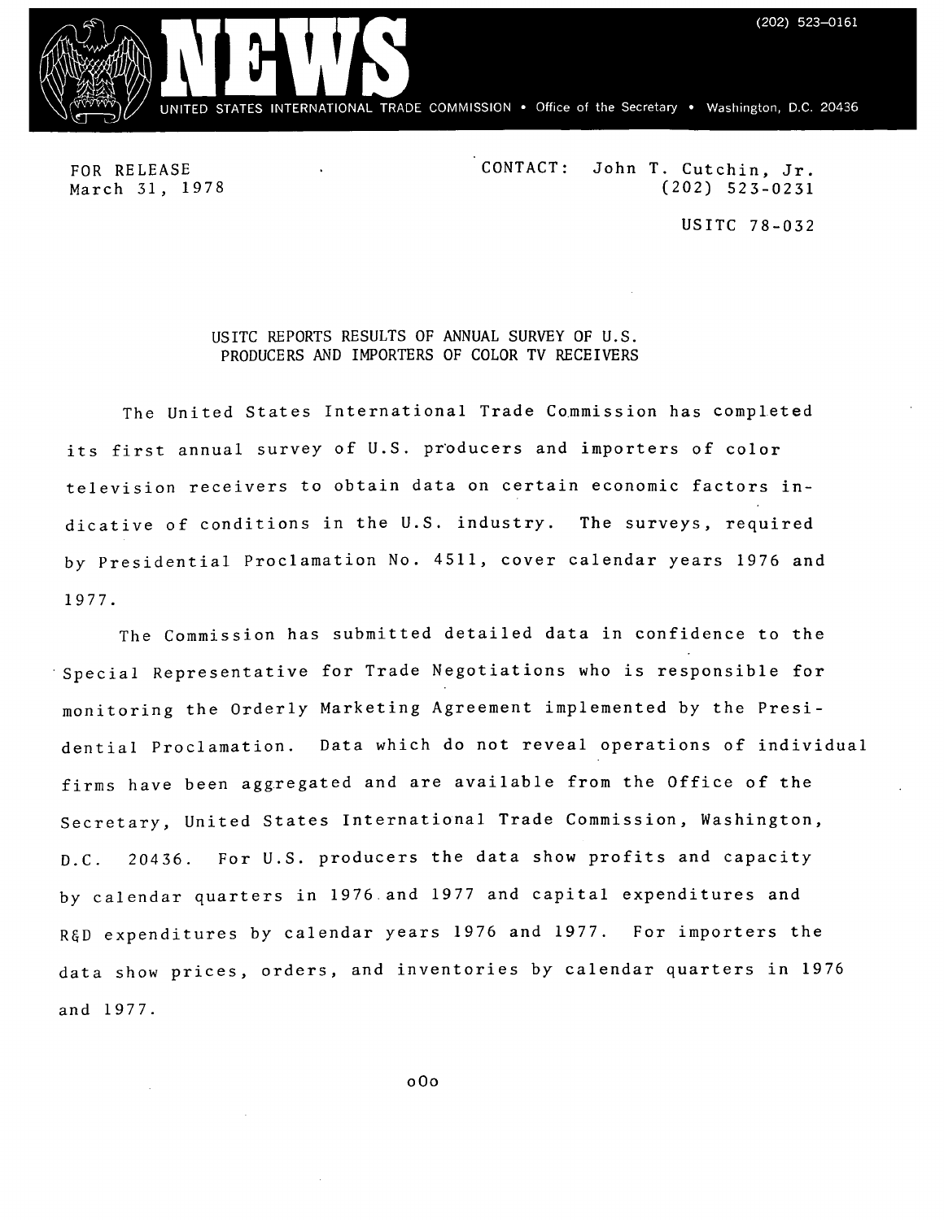# NEWS

(202) 523-0161

UNITED STATES INTERNATIONAL TRADE COMMISSION • Office of the Secretary • Washington, D.C. 20436

FOR RELEASE
March 31, 1978

CONTACT: John T. Cutchin, Jr.
(202) 523-0231

USITC 78-032

## USITC REPORTS RESULTS OF ANNUAL SURVEY OF U.S. PRODUCERS AND IMPORTERS OF COLOR TV RECEIVERS

The United States International Trade Commission has completed its first annual survey of U.S. producers and importers of color television receivers to obtain data on certain economic factors indicative of conditions in the U.S. industry. The surveys, required by Presidential Proclamation No. 4511, cover calendar years 1976 and 1977.

The Commission has submitted detailed data in confidence to the Special Representative for Trade Negotiations who is responsible for monitoring the Orderly Marketing Agreement implemented by the Presidential Proclamation. Data which do not reveal operations of individual firms have been aggregated and are available from the Office of the Secretary, United States International Trade Commission, Washington, D.C. 20436. For U.S. producers the data show profits and capacity by calendar quarters in 1976 and 1977 and capital expenditures and R&D expenditures by calendar years 1976 and 1977. For importers the data show prices, orders, and inventories by calendar quarters in 1976 and 1977.

oOo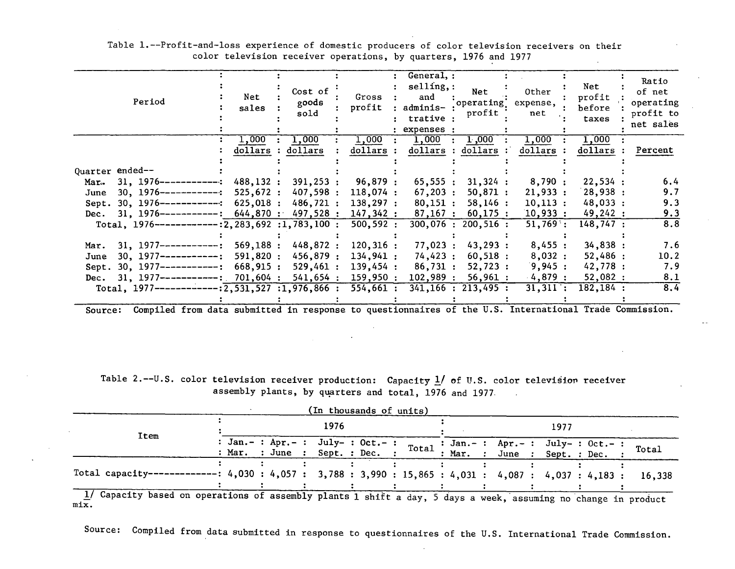Table 1.--Profit-and-loss experience of domestic producers of color television receivers on their color television receiver operations, by quarters, 1976 and 1977

| Period | Net sales | Cost of goods sold | Gross profit | General, selling, and administrative expenses | Net operating profit | Other expense, net | Net profit before taxes | Ratio of net operating profit to net sales |
|---|---|---|---|---|---|---|---|---|
| | 1,000 dollars | 1,000 dollars | 1,000 dollars | 1,000 dollars | 1,000 dollars | 1,000 dollars | 1,000 dollars | Percent |
| Quarter ended-- | | | | | | | | |
| Mar. 31, 1976 | 488,132 | 391,253 | 96,879 | 65,555 | 31,324 | 8,790 | 22,534 | 6.4 |
| June 30, 1976 | 525,672 | 407,598 | 118,074 | 67,203 | 50,871 | 21,933 | 28,938 | 9.7 |
| Sept. 30, 1976 | 625,018 | 486,721 | 138,297 | 80,151 | 58,146 | 10,113 | 48,033 | 9.3 |
| Dec. 31, 1976 | 644,870 | 497,528 | 147,342 | 87,167 | 60,175 | 10,933 | 49,242 | 9.3 |
| Total, 1976 | 2,283,692 | 1,783,100 | 500,592 | 300,076 | 200,516 | 51,769 | 148,747 | 8.8 |
| Mar. 31, 1977 | 569,188 | 448,872 | 120,316 | 77,023 | 43,293 | 8,455 | 34,838 | 7.6 |
| June 30, 1977 | 591,820 | 456,879 | 134,941 | 74,423 | 60,518 | 8,032 | 52,486 | 10.2 |
| Sept. 30, 1977 | 668,915 | 529,461 | 139,454 | 86,731 | 52,723 | 9,945 | 42,778 | 7.9 |
| Dec. 31, 1977 | 701,604 | 541,654 | 159,950 | 102,989 | 56,961 | 4,879 | 52,082 | 8.1 |
| Total, 1977 | 2,531,527 | 1,976,866 | 554,661 | 341,166 | 213,495 | 31,311 | 182,184 | 8.4 |

Source: Compiled from data submitted in response to questionnaires of the U.S. International Trade Commission.

Table 2.--U.S. color television receiver production: Capacity 1/ of U.S. color television receiver assembly plants, by quarters and total, 1976 and 1977.

(In thousands of units)

| Item | 1976 | | | | | 1977 | | | | |
|---|---|---|---|---|---|---|---|---|---|---|
| | Jan.-Mar. | Apr.-June | July-Sept. | Oct.-Dec. | Total | Jan.-Mar. | Apr.-June | July-Sept. | Oct.-Dec. | Total |
| Total capacity | 4,030 | 4,057 | 3,788 | 3,990 | 15,865 | 4,031 | 4,087 | 4,037 | 4,183 | 16,338 |

1/ Capacity based on operations of assembly plants 1 shift a day, 5 days a week, assuming no change in product mix.

Source: Compiled from data submitted in response to questionnaires of the U.S. International Trade Commission.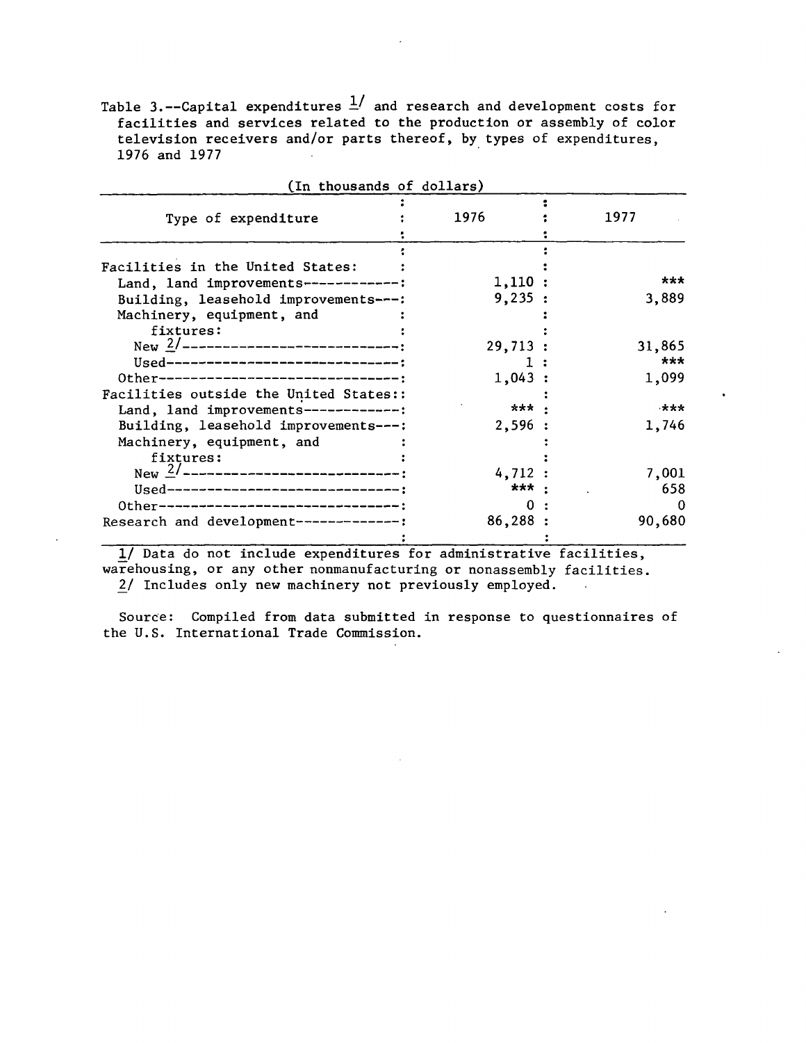Table 3.--Capital expenditures 1/ and research and development costs for facilities and services related to the production or assembly of color television receivers and/or parts thereof, by types of expenditures, 1976 and 1977

(In thousands of dollars)

| Type of expenditure | 1976 | 1977 |
|---|---|---|
| Facilities in the United States: | | |
| Land, land improvements | 1,110 | *** |
| Building, leasehold improvements | 9,235 | 3,889 |
| Machinery, equipment, and fixtures: | | |
| New 2/ | 29,713 | 31,865 |
| Used | 1 | *** |
| Other | 1,043 | 1,099 |
| Facilities outside the United States: | | |
| Land, land improvements | *** | *** |
| Building, leasehold improvements | 2,596 | 1,746 |
| Machinery, equipment, and fixtures: | | |
| New 2/ | 4,712 | 7,001 |
| Used | *** | 658 |
| Other | 0 | 0 |
| Research and development | 86,288 | 90,680 |

1/ Data do not include expenditures for administrative facilities, warehousing, or any other nonmanufacturing or nonassembly facilities.
2/ Includes only new machinery not previously employed.

Source: Compiled from data submitted in response to questionnaires of the U.S. International Trade Commission.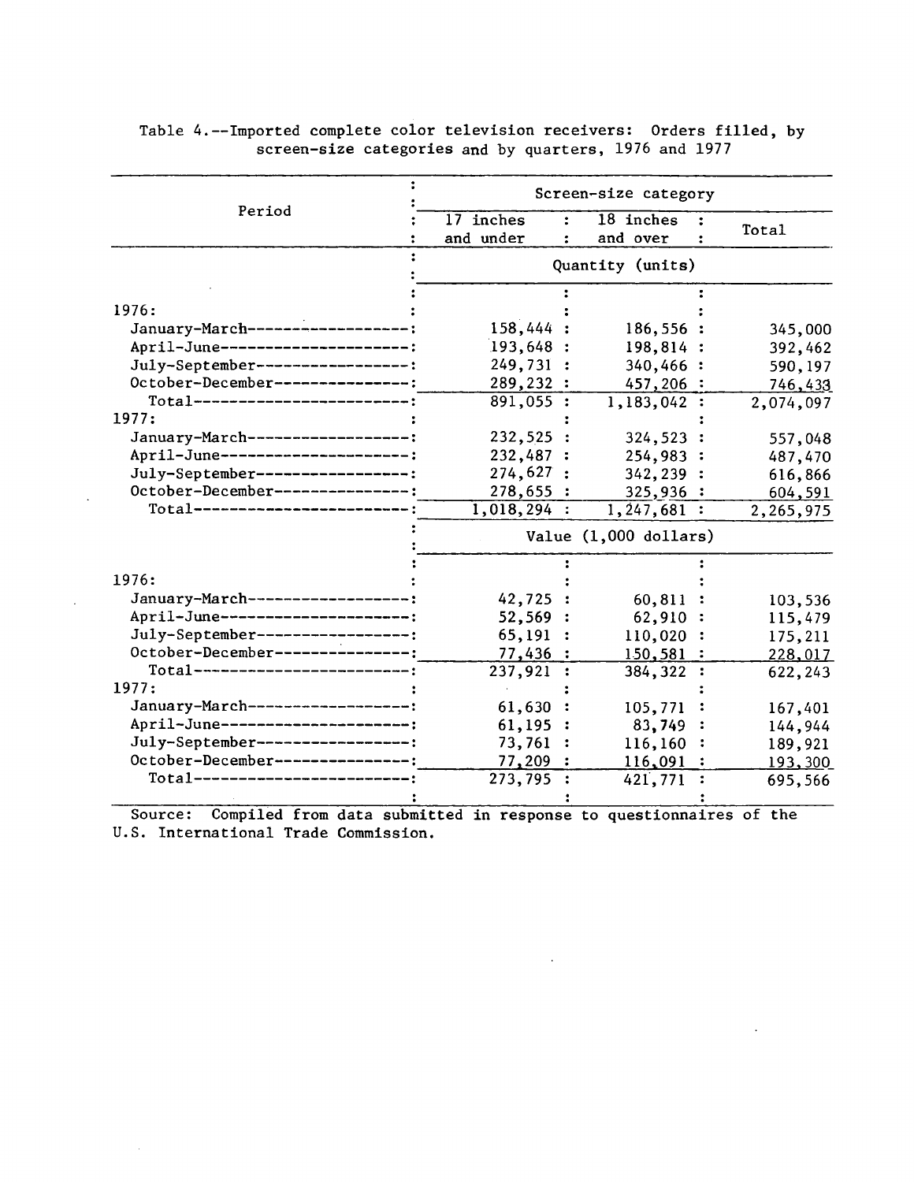Table 4.--Imported complete color television receivers: Orders filled, by screen-size categories and by quarters, 1976 and 1977

| Period | Screen-size category | | |
|---|---|---|---|
| | 17 inches and under | 18 inches and over | Total |
| | Quantity (units) | | |
| 1976: | | | |
| January-March | 158,444 | 186,556 | 345,000 |
| April-June | 193,648 | 198,814 | 392,462 |
| July-September | 249,731 | 340,466 | 590,197 |
| October-December | 289,232 | 457,206 | 746,438 |
| Total | 891,055 | 1,183,042 | 2,074,097 |
| 1977: | | | |
| January-March | 232,525 | 324,523 | 557,048 |
| April-June | 232,487 | 254,983 | 487,470 |
| July-September | 274,627 | 342,239 | 616,866 |
| October-December | 278,655 | 325,936 | 604,591 |
| Total | 1,018,294 | 1,247,681 | 2,265,975 |
| | Value (1,000 dollars) | | |
| 1976: | | | |
| January-March | 42,725 | 60,811 | 103,536 |
| April-June | 52,569 | 62,910 | 115,479 |
| July-September | 65,191 | 110,020 | 175,211 |
| October-December | 77,436 | 150,581 | 228,017 |
| Total | 237,921 | 384,322 | 622,243 |
| 1977: | | | |
| January-March | 61,630 | 105,771 | 167,401 |
| April-June | 61,195 | 83,749 | 144,944 |
| July-September | 73,761 | 116,160 | 189,921 |
| October-December | 77,209 | 116,091 | 193,300 |
| Total | 273,795 | 421,771 | 695,566 |

Source: Compiled from data submitted in response to questionnaires of the U.S. International Trade Commission.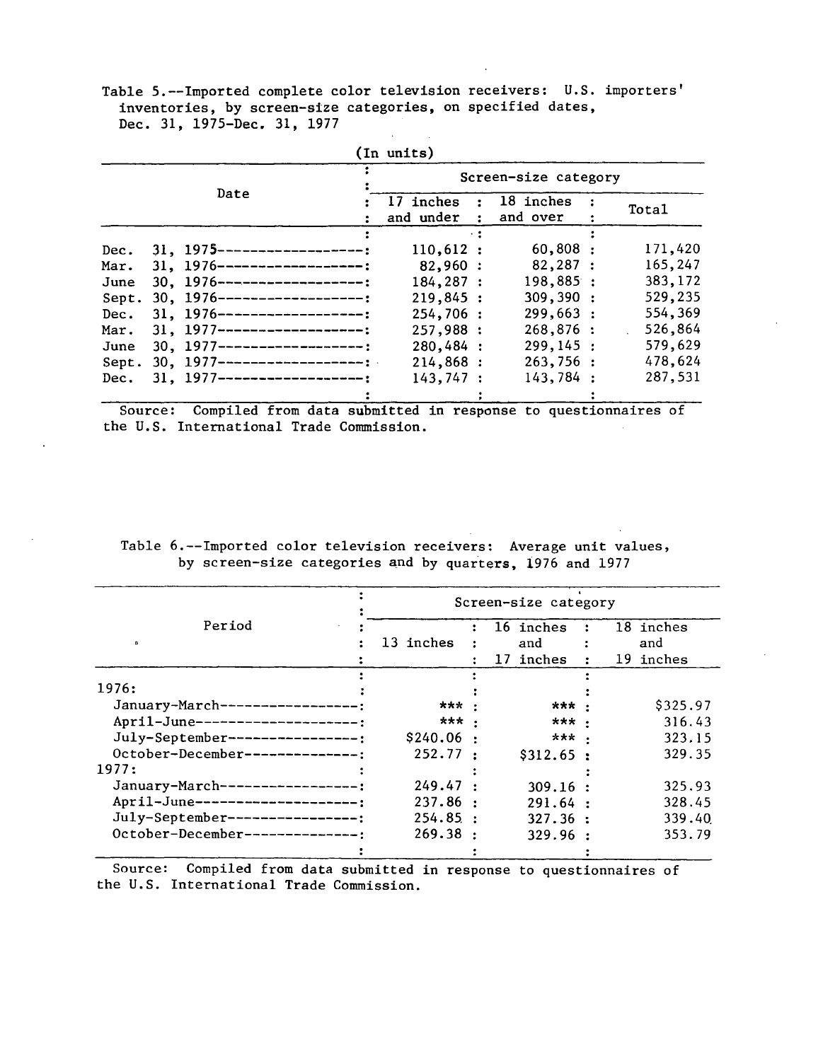Table 5.--Imported complete color television receivers: U.S. importers' inventories, by screen-size categories, on specified dates, Dec. 31, 1975-Dec. 31, 1977

(In units)

| Date | Screen-size category | | |
|---|---|---|---|
| | 17 inches and under | 18 inches and over | Total |
| Dec. 31, 1975 | 110,612 | 60,808 | 171,420 |
| Mar. 31, 1976 | 82,960 | 82,287 | 165,247 |
| June 30, 1976 | 184,287 | 198,885 | 383,172 |
| Sept. 30, 1976 | 219,845 | 309,390 | 529,235 |
| Dec. 31, 1976 | 254,706 | 299,663 | 554,369 |
| Mar. 31, 1977 | 257,988 | 268,876 | 526,864 |
| June 30, 1977 | 280,484 | 299,145 | 579,629 |
| Sept. 30, 1977 | 214,868 | 263,756 | 478,624 |
| Dec. 31, 1977 | 143,747 | 143,784 | 287,531 |

Source: Compiled from data submitted in response to questionnaires of the U.S. International Trade Commission.

Table 6.--Imported color television receivers: Average unit values, by screen-size categories and by quarters, 1976 and 1977

| Period | Screen-size category | | |
|---|---|---|---|
| | 13 inches | 16 inches and 17 inches | 18 inches and 19 inches |
| 1976: | | | |
| January-March | *** | *** | $325.97 |
| April-June | *** | *** | 316.43 |
| July-September | $240.06 | *** | 323.15 |
| October-December | 252.77 | $312.65 | 329.35 |
| 1977: | | | |
| January-March | 249.47 | 309.16 | 325.93 |
| April-June | 237.86 | 291.64 | 328.45 |
| July-September | 254.85 | 327.36 | 339.40 |
| October-December | 269.38 | 329.96 | 353.79 |

Source: Compiled from data submitted in response to questionnaires of the U.S. International Trade Commission.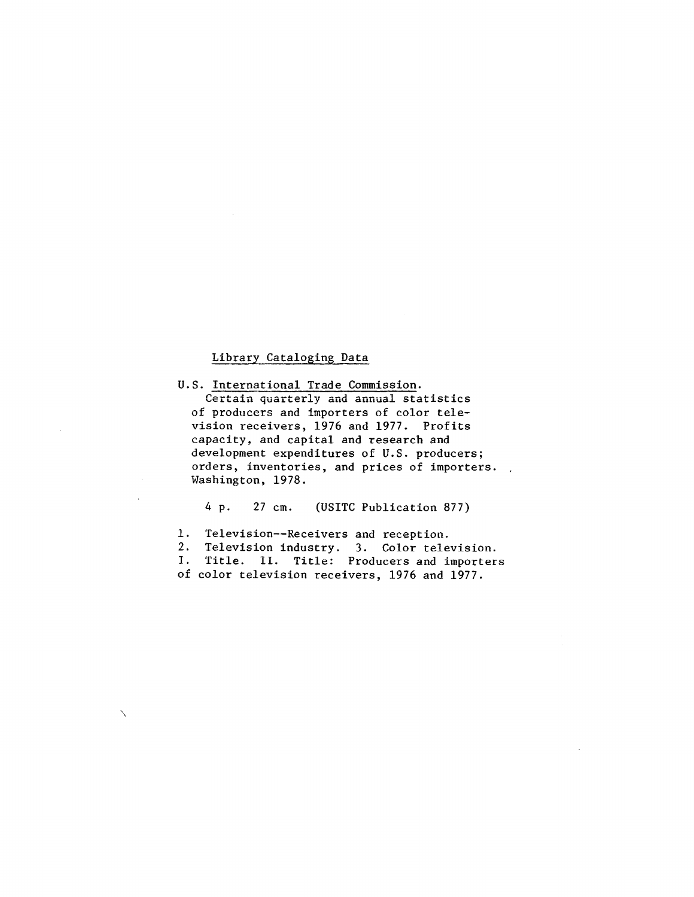Library Cataloging Data

U.S. International Trade Commission.
Certain quarterly and annual statistics of producers and importers of color television receivers, 1976 and 1977. Profits capacity, and capital and research and development expenditures of U.S. producers; orders, inventories, and prices of importers. Washington, 1978.

4 p. 27 cm. (USITC Publication 877)

1. Television--Receivers and reception.
2. Television industry. 3. Color television.
I. Title. II. Title: Producers and importers of color television receivers, 1976 and 1977.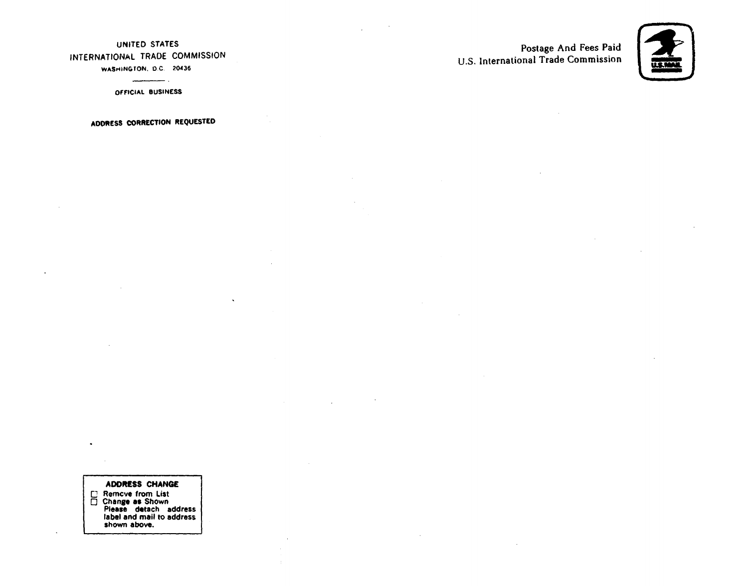UNITED STATES
INTERNATIONAL TRADE COMMISSION
WASHINGTON, D.C. 20436

OFFICIAL BUSINESS

ADDRESS CORRECTION REQUESTED

Postage And Fees Paid
U.S. International Trade Commission

U.S. MAIL

**ADDRESS CHANGE**

- ☐ Remcve from List
- ☐ Change as Shown

Please detach address label and mail to address shown above.